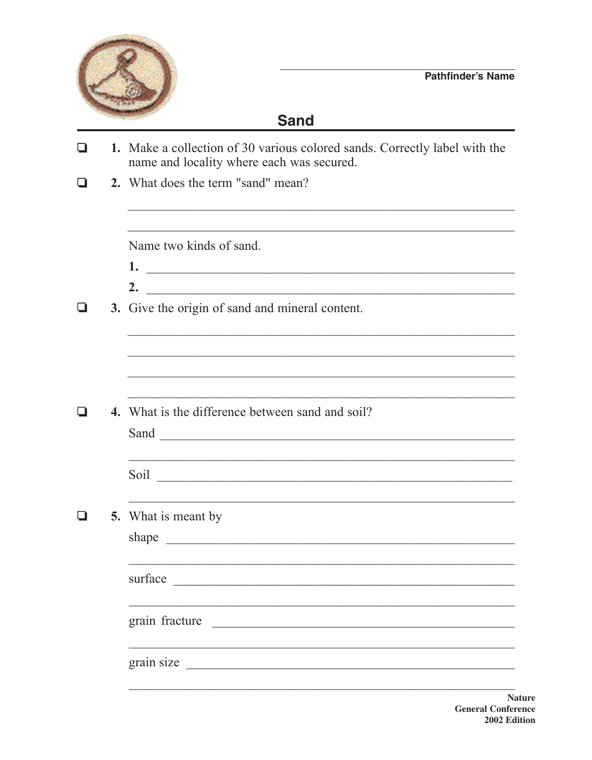Pathfinder's Name

# Sand

- ❑ **1.** Make a collection of 30 various colored sands. Correctly label with the name and locality where each was secured.

- ❑ **2.** What does the term "sand" mean?

  ___________________________________________________________

  ___________________________________________________________

  Name two kinds of sand.

  **1.** ________________________________________________________

  **2.** ________________________________________________________

- ❑ **3.** Give the origin of sand and mineral content.

  ___________________________________________________________

  ___________________________________________________________

  ___________________________________________________________

  ___________________________________________________________

- ❑ **4.** What is the difference between sand and soil?

  Sand ______________________________________________________

  ___________________________________________________________

  Soil _______________________________________________________

  ___________________________________________________________

- ❑ **5.** What is meant by

  shape _____________________________________________________

  ___________________________________________________________

  surface ____________________________________________________

  ___________________________________________________________

  grain fracture ______________________________________________

  ___________________________________________________________

  grain size __________________________________________________

  ___________________________________________________________

**Nature**
**General Conference**
**2002 Edition**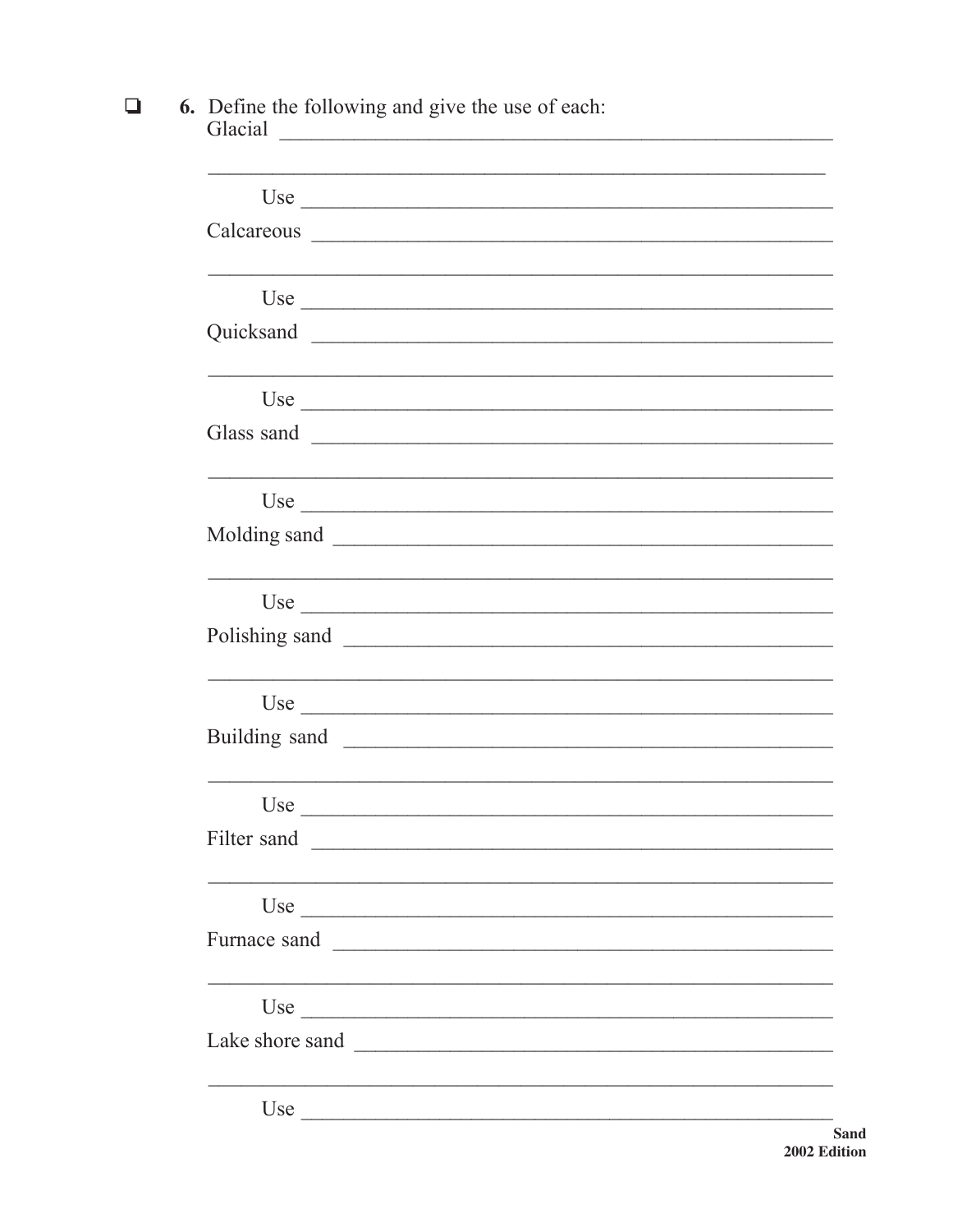❑ **6.** Define the following and give the use of each:

Glacial ____________________________________________________

____________________________________________________________

Use ________________________________________________________

Calcareous __________________________________________________

____________________________________________________________

Use ________________________________________________________

Quicksand __________________________________________________

____________________________________________________________

Use ________________________________________________________

Glass sand __________________________________________________

____________________________________________________________

Use ________________________________________________________

Molding sand ________________________________________________

____________________________________________________________

Use ________________________________________________________

Polishing sand _______________________________________________

____________________________________________________________

Use ________________________________________________________

Building sand ________________________________________________

____________________________________________________________

Use ________________________________________________________

Filter sand __________________________________________________

____________________________________________________________

Use ________________________________________________________

Furnace sand ________________________________________________

____________________________________________________________

Use ________________________________________________________

Lake shore sand ______________________________________________

____________________________________________________________

Use ________________________________________________________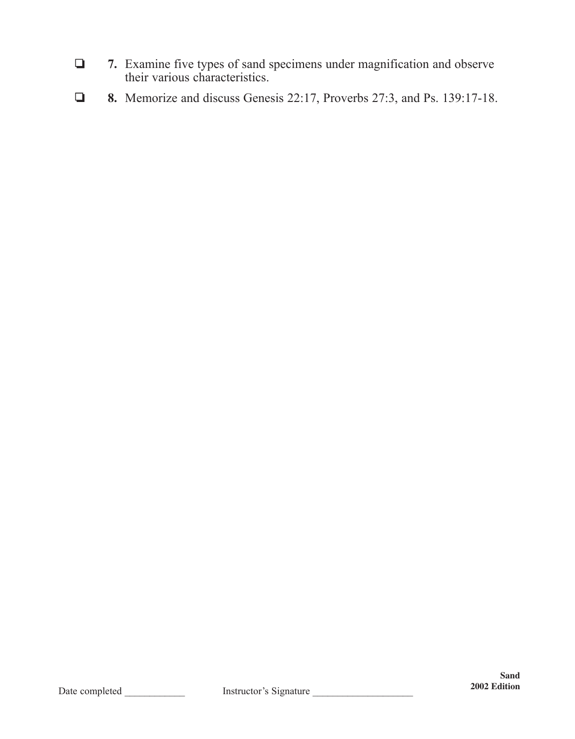- ❏ **7.** Examine five types of sand specimens under magnification and observe their various characteristics.
- ❏ **8.** Memorize and discuss Genesis 22:17, Proverbs 27:3, and Ps. 139:17-18.

Date completed ____________ Instructor's Signature ____________________